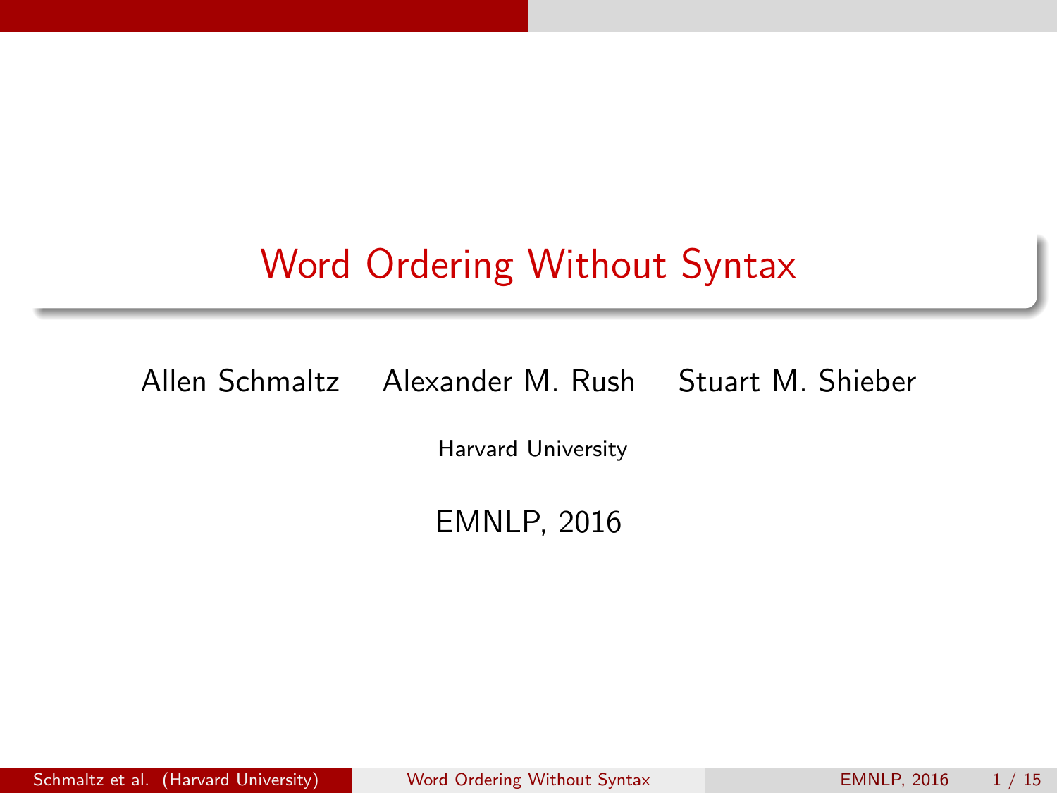# Word Ordering Without Syntax

Allen Schmaltz Alexander M. Rush Stuart M. Shieber

Harvard University

EMNLP, 2016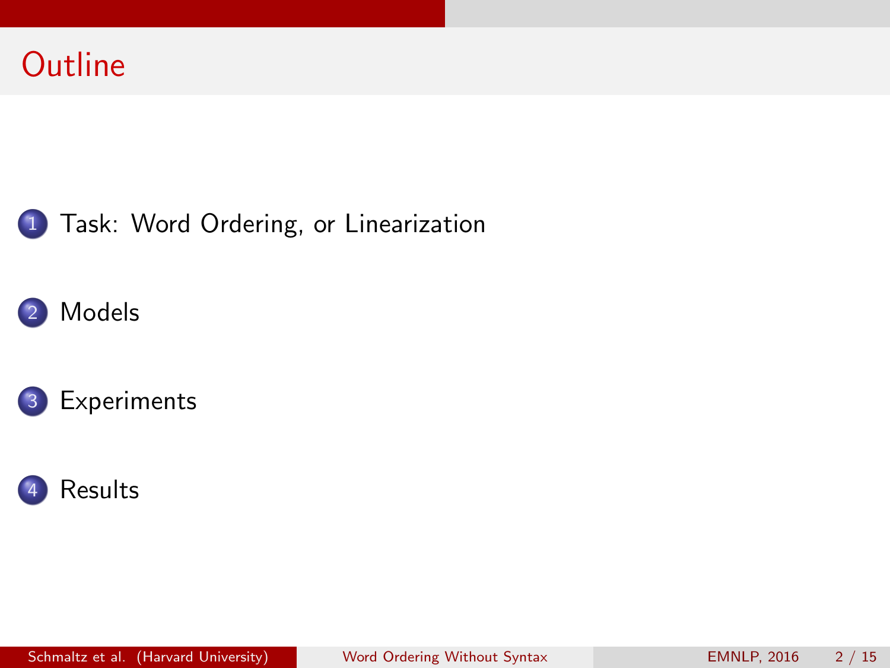# Outline

1. Task: Word Ordering, or Linearization
2. Models
3. Experiments
4. Results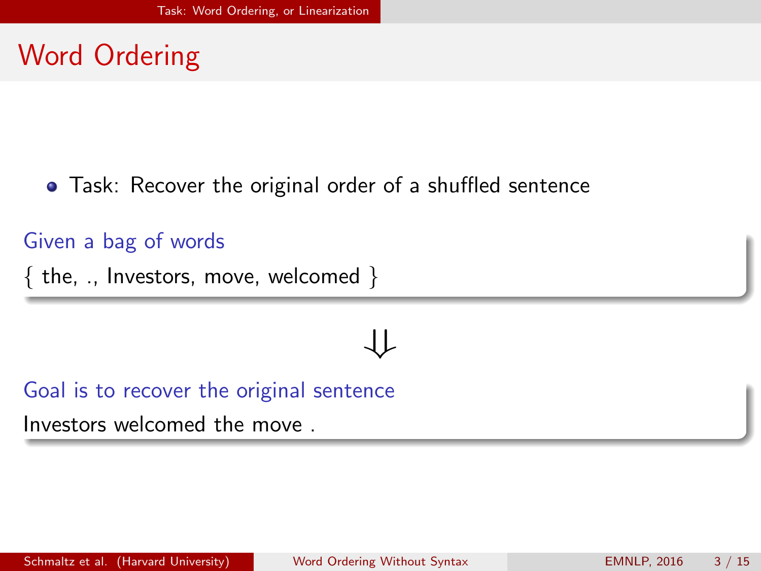# Word Ordering

- Task: Recover the original order of a shuffled sentence

**Given a bag of words**

{ the, ., Investors, move, welcomed }

$$\Downarrow$$

**Goal is to recover the original sentence**

Investors welcomed the move .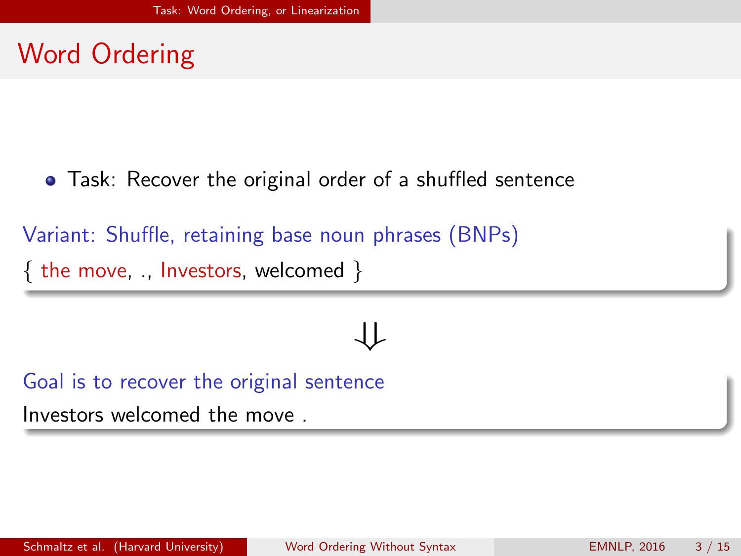# Word Ordering

- Task: Recover the original order of a shuffled sentence

**Variant: Shuffle, retaining base noun phrases (BNPs)**

{ the move, ., Investors, welcomed }

$\Downarrow$

**Goal is to recover the original sentence**

Investors welcomed the move .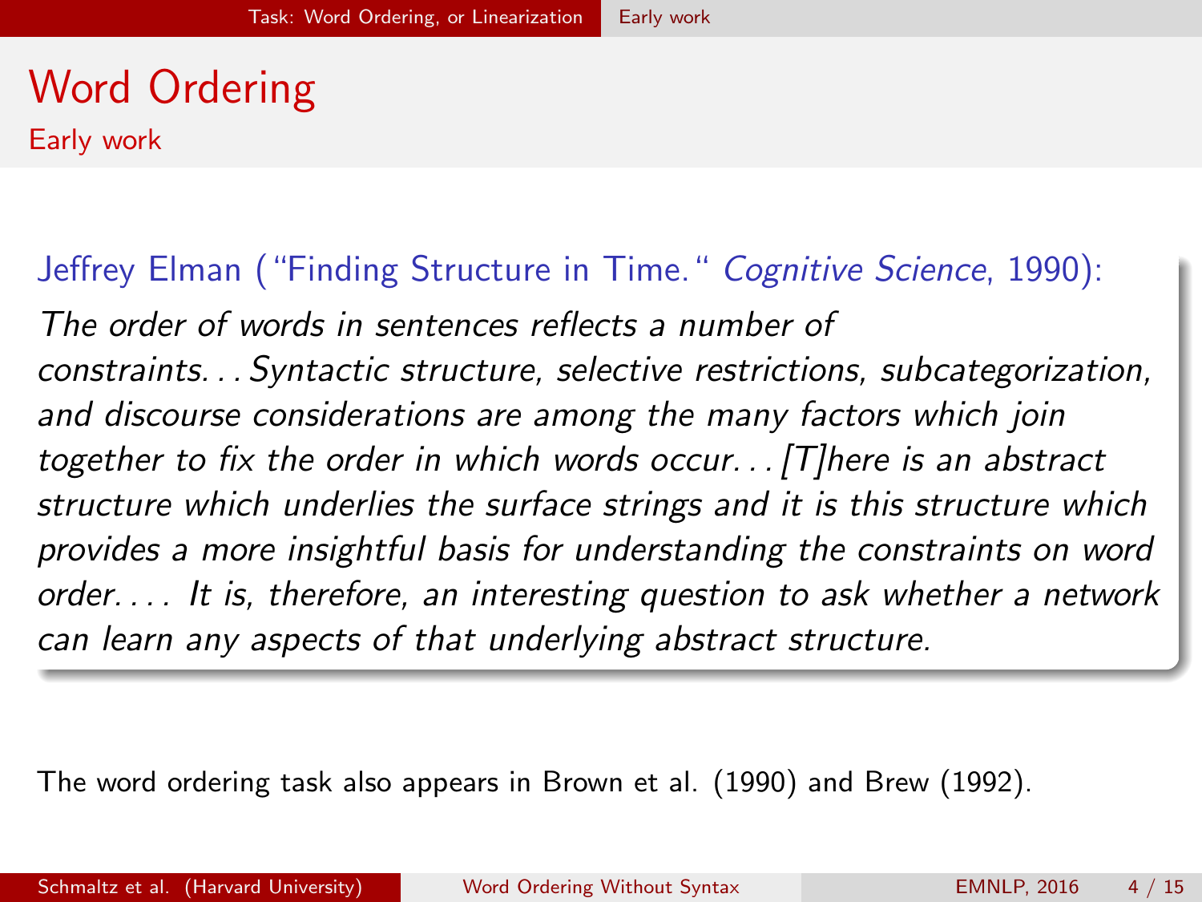# Word Ordering

## Early work

Jeffrey Elman ("Finding Structure in Time." *Cognitive Science*, 1990):

*The order of words in sentences reflects a number of constraints. . . Syntactic structure, selective restrictions, subcategorization, and discourse considerations are among the many factors which join together to fix the order in which words occur. . . [T]here is an abstract structure which underlies the surface strings and it is this structure which provides a more insightful basis for understanding the constraints on word order. . . . It is, therefore, an interesting question to ask whether a network can learn any aspects of that underlying abstract structure.*

The word ordering task also appears in Brown et al. (1990) and Brew (1992).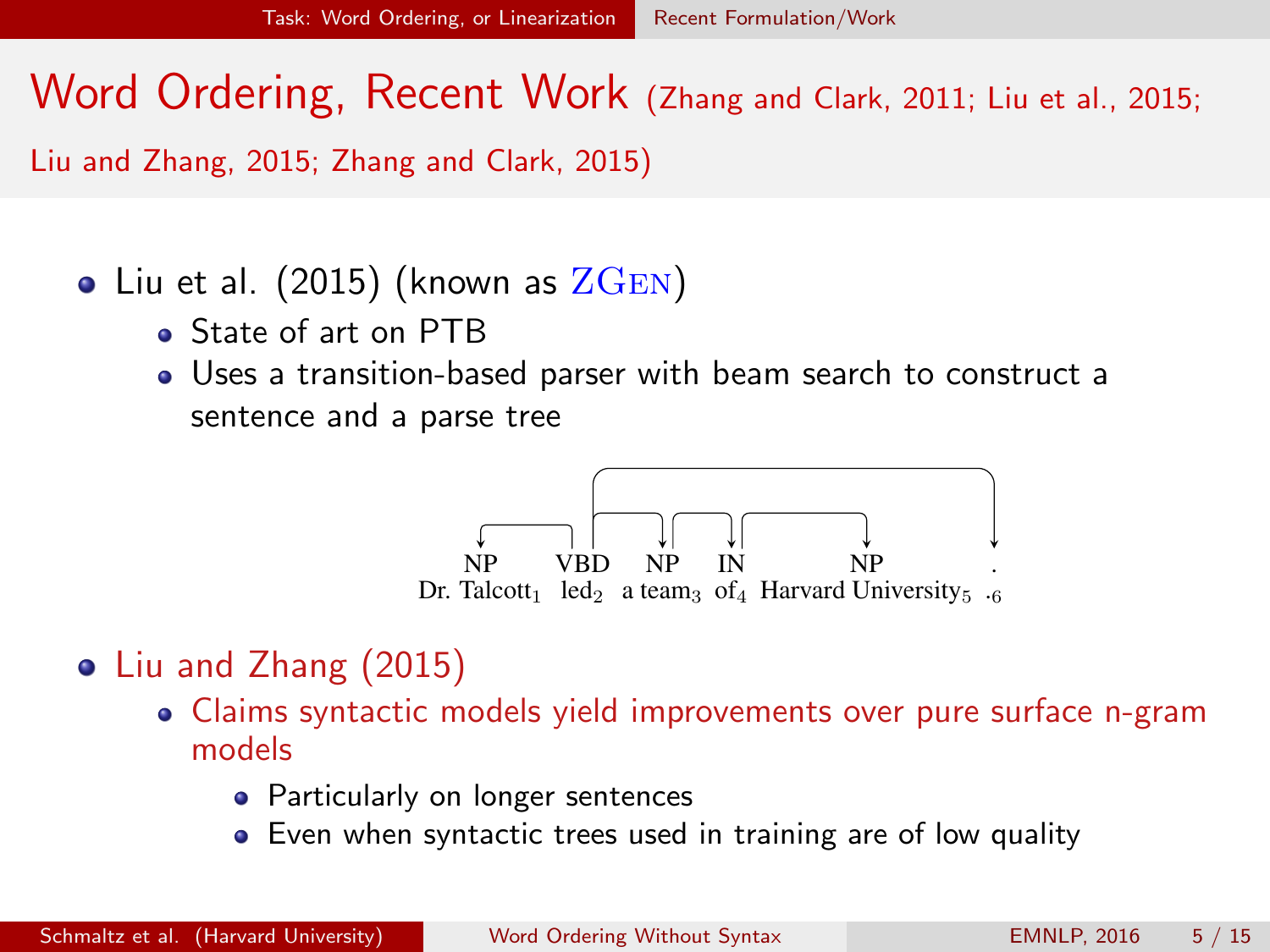# Word Ordering, Recent Work (Zhang and Clark, 2011; Liu et al., 2015; Liu and Zhang, 2015; Zhang and Clark, 2015)

- Liu et al. (2015) (known as ZGen)
  - State of art on PTB
  - Uses a transition-based parser with beam search to construct a sentence and a parse tree

NP Dr. Talcott$_1$ VBD led$_2$ NP a team$_3$ IN of$_4$ NP Harvard University$_5$ . .$_6$

- Liu and Zhang (2015)
  - Claims syntactic models yield improvements over pure surface n-gram models
    - Particularly on longer sentences
    - Even when syntactic trees used in training are of low quality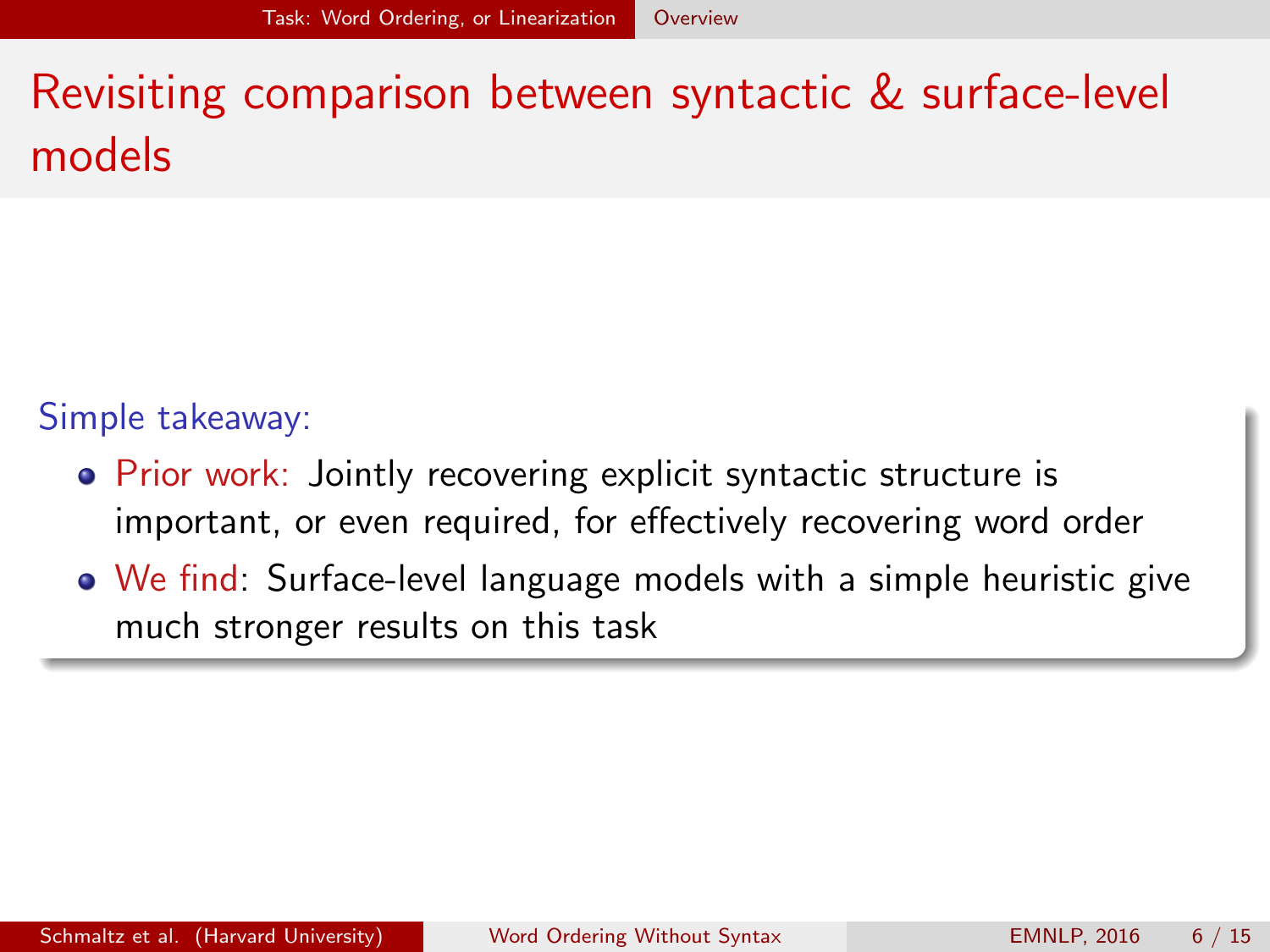# Revisiting comparison between syntactic & surface-level models

Simple takeaway:

- Prior work: Jointly recovering explicit syntactic structure is important, or even required, for effectively recovering word order
- We find: Surface-level language models with a simple heuristic give much stronger results on this task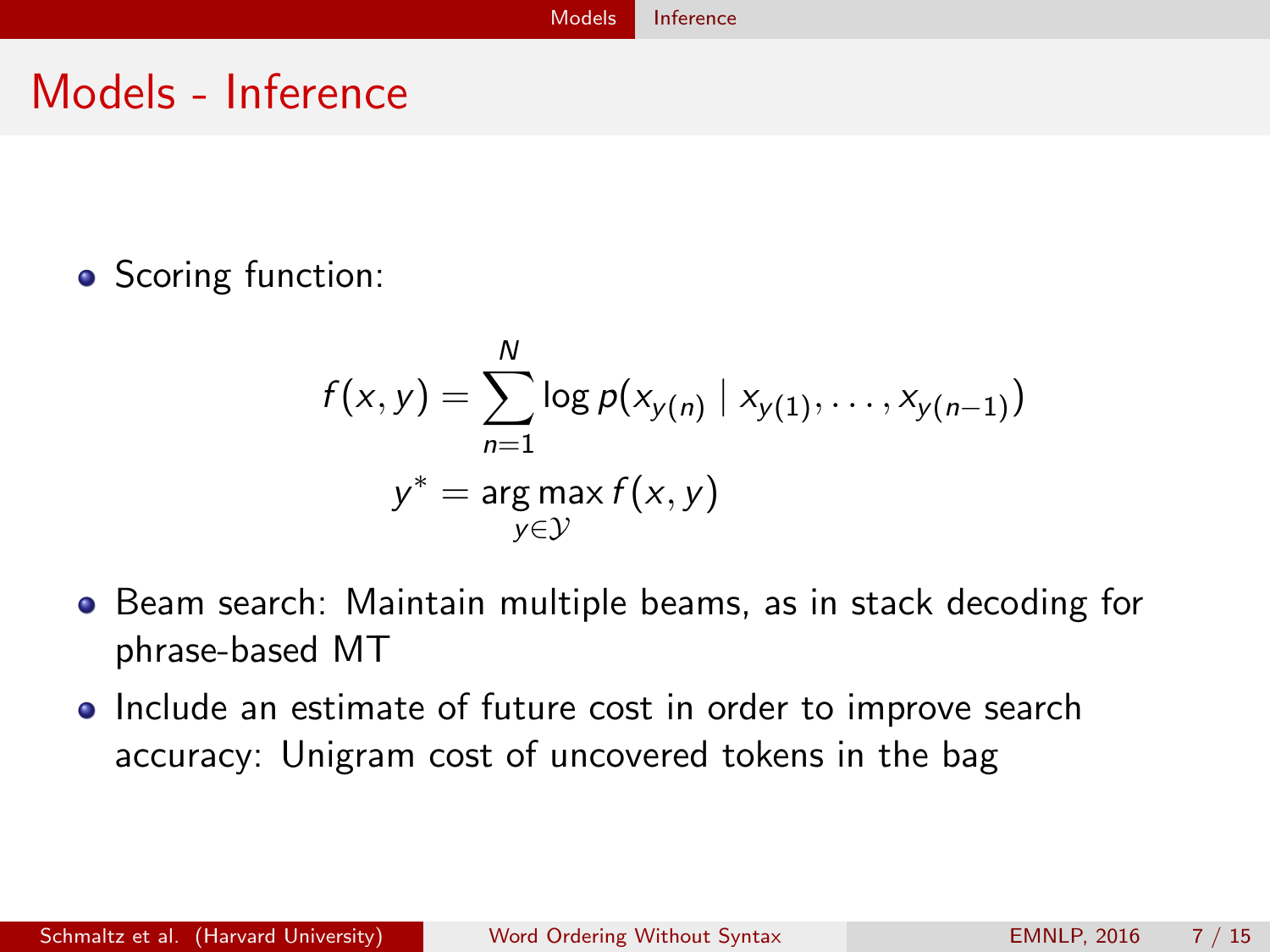# Models - Inference

- Scoring function:

$$f(x, y) = \sum_{n=1}^{N} \log p(x_{y(n)} \mid x_{y(1)}, \ldots, x_{y(n-1)})$$

$$y^* = \arg\max_{y \in \mathcal{Y}} f(x, y)$$

- Beam search: Maintain multiple beams, as in stack decoding for phrase-based MT
- Include an estimate of future cost in order to improve search accuracy: Unigram cost of uncovered tokens in the bag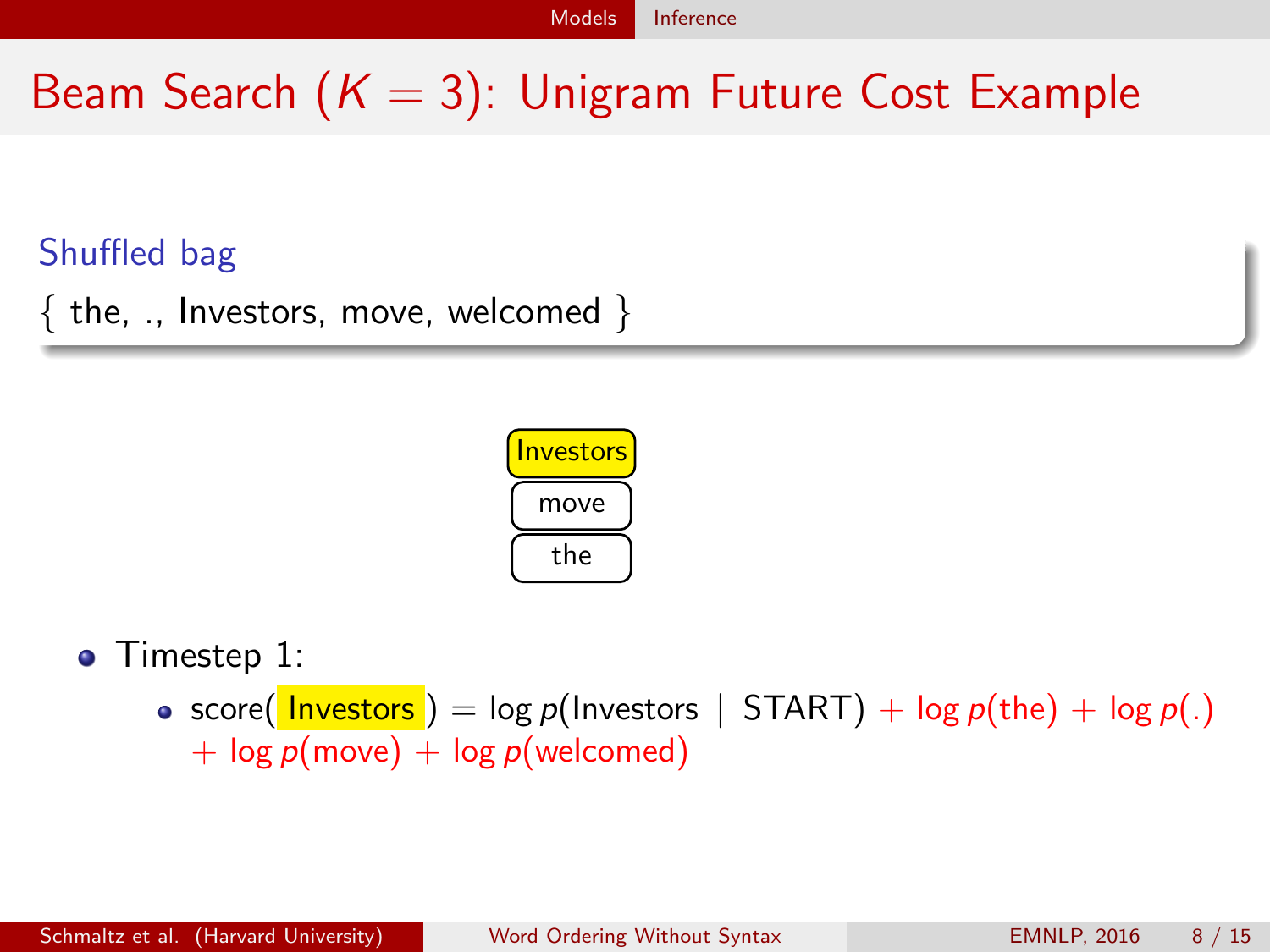# Beam Search ($K = 3$): Unigram Future Cost Example

**Shuffled bag**

{ the, ., Investors, move, welcomed }

Investors

move

the

- Timestep 1:
  - score( Investors ) = $\log p(\text{Investors} \mid \text{START}) + \log p(\text{the}) + \log p(.) + \log p(\text{move}) + \log p(\text{welcomed})$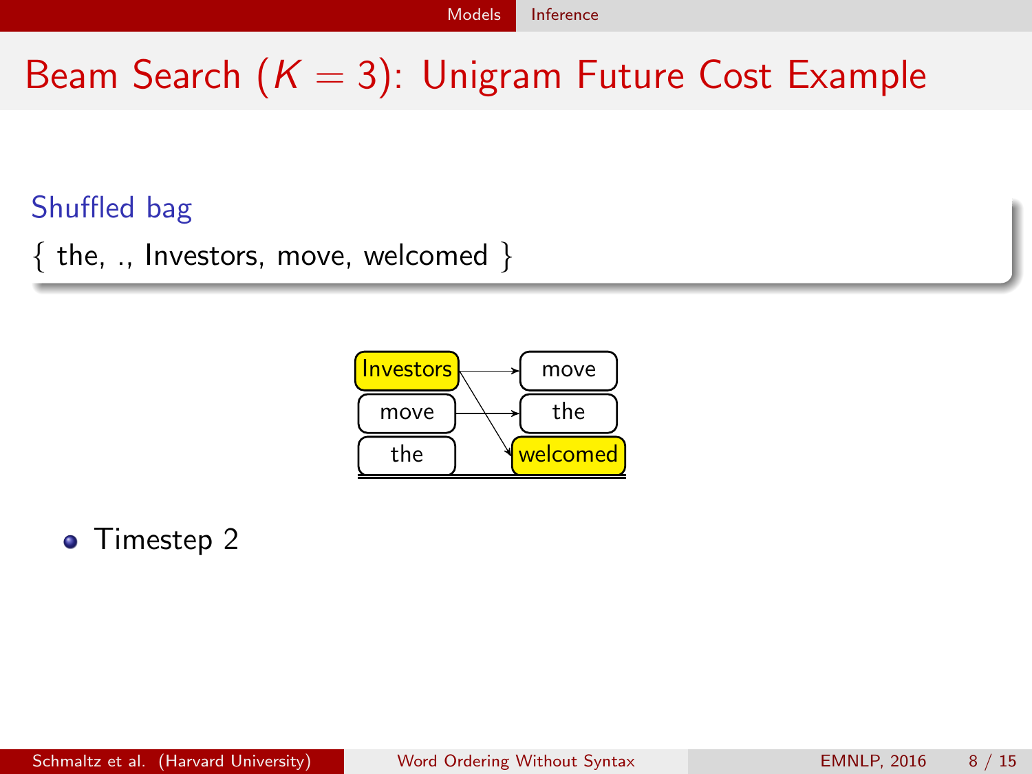# Beam Search ($K = 3$): Unigram Future Cost Example

**Shuffled bag**

{ the, ., Investors, move, welcomed }

- Timestep 2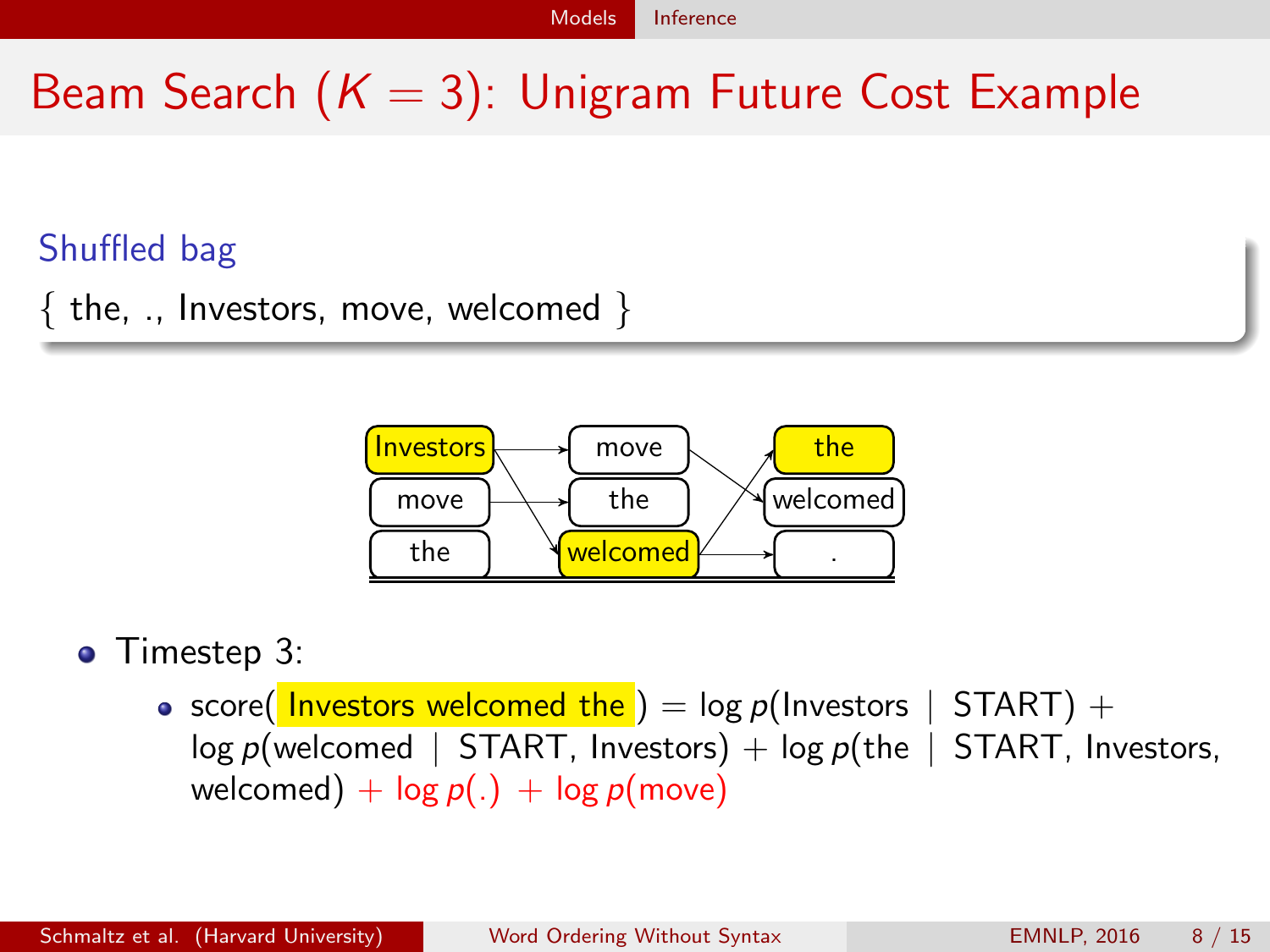# Beam Search ($K = 3$): Unigram Future Cost Example

**Shuffled bag**

{ the, ., Investors, move, welcomed }

| | | |
|---|---|---|
| Investors | move | the |
| move | the | welcomed |
| the | welcomed | . |

- Timestep 3:
  - score( Investors welcomed the ) = $\log p(\text{Investors} \mid \text{START}) + \log p(\text{welcomed} \mid \text{START, Investors}) + \log p(\text{the} \mid \text{START, Investors, welcomed}) + \log p(.) + \log p(\text{move})$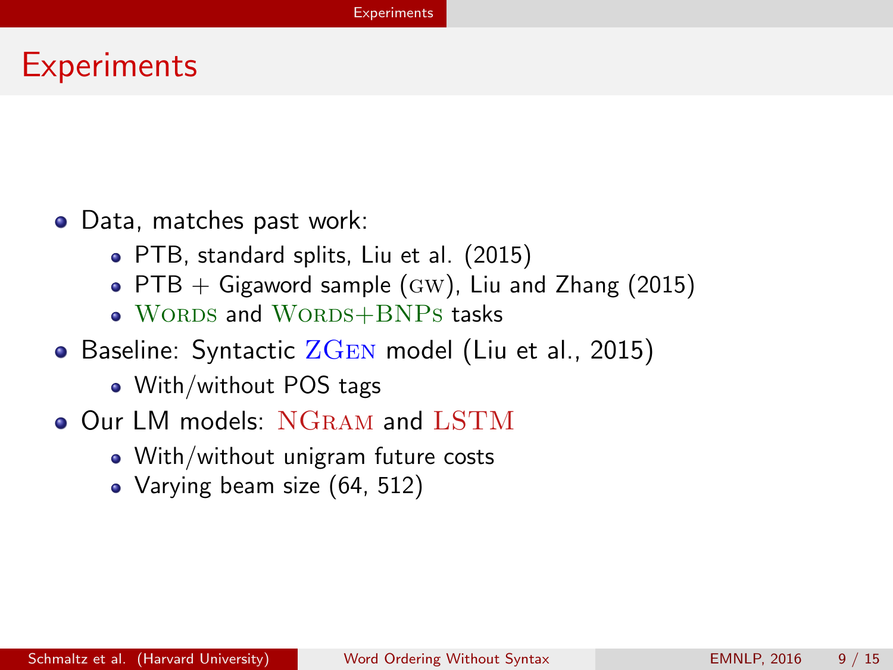# Experiments

- Data, matches past work:
  - PTB, standard splits, Liu et al. (2015)
  - PTB + Gigaword sample (GW), Liu and Zhang (2015)
  - WORDS and WORDS+BNPS tasks
- Baseline: Syntactic ZGEN model (Liu et al., 2015)
  - With/without POS tags
- Our LM models: NGRAM and LSTM
  - With/without unigram future costs
  - Varying beam size (64, 512)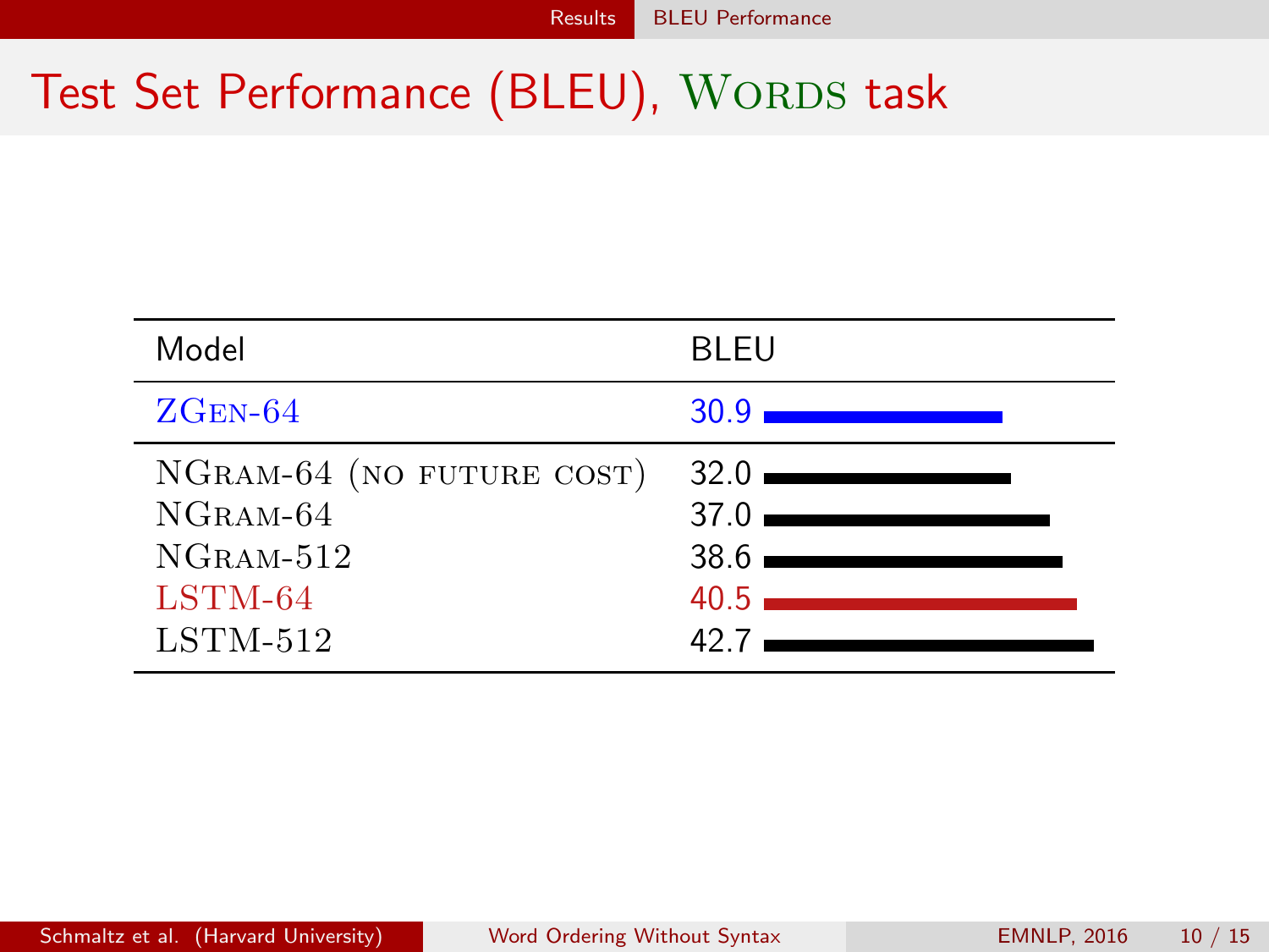# Test Set Performance (BLEU), Words task

| Model | BLEU |
|---|---|
| ZGen-64 | 30.9 |
| NGram-64 (no future cost) | 32.0 |
| NGram-64 | 37.0 |
| NGram-512 | 38.6 |
| LSTM-64 | 40.5 |
| LSTM-512 | 42.7 |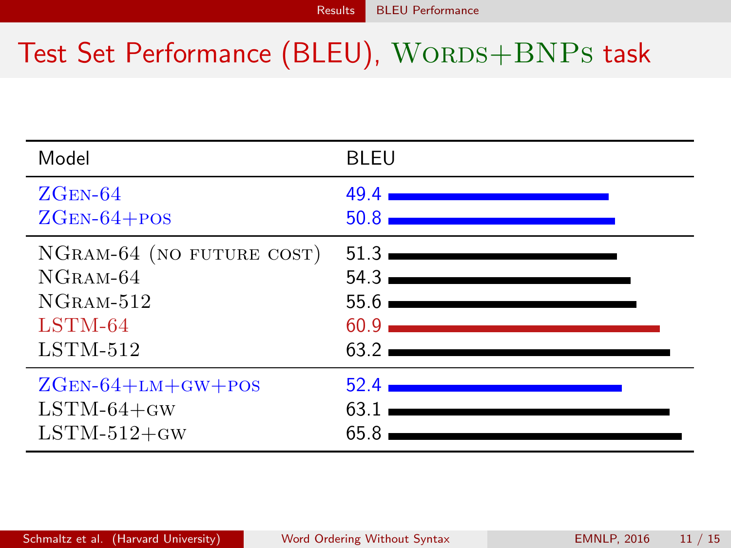# Test Set Performance (BLEU), WORDS+BNPS task

| Model | BLEU |
|---|---|
| ZGEN-64 | 49.4 |
| ZGEN-64+POS | 50.8 |
| NGRAM-64 (NO FUTURE COST) | 51.3 |
| NGRAM-64 | 54.3 |
| NGRAM-512 | 55.6 |
| LSTM-64 | 60.9 |
| LSTM-512 | 63.2 |
| ZGEN-64+LM+GW+POS | 52.4 |
| LSTM-64+GW | 63.1 |
| LSTM-512+GW | 65.8 |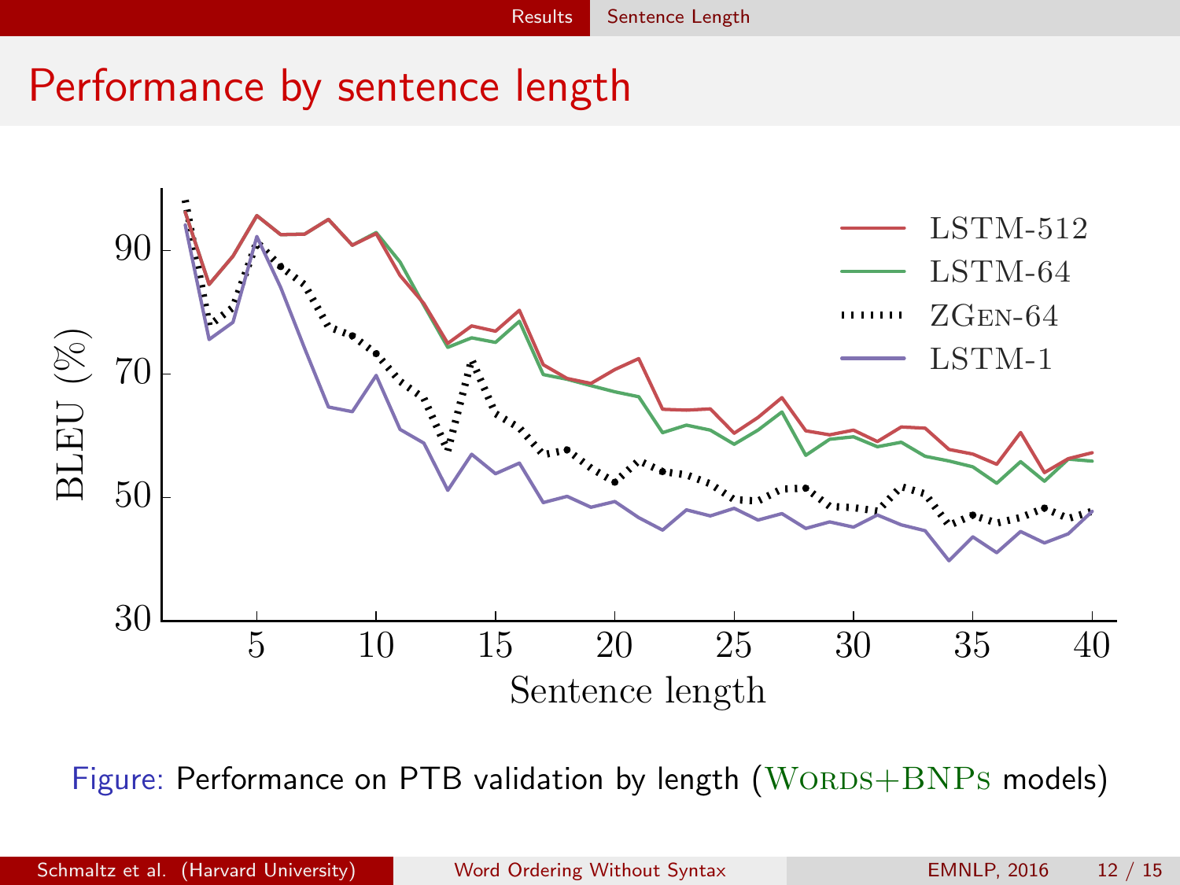# Performance by sentence length

Figure: Performance on PTB validation by length (WORDS+BNPS models)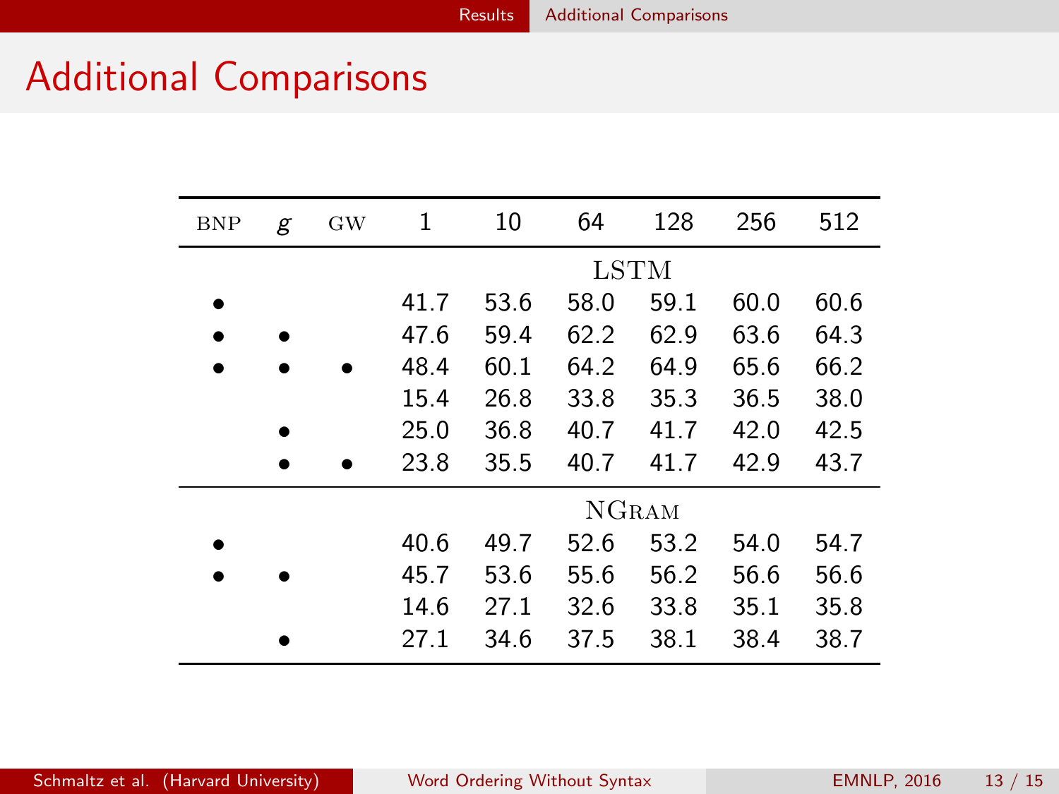# Additional Comparisons

| BNP | $g$ | GW | 1 | 10 | 64 | 128 | 256 | 512 |
|---|---|---|---|---|---|---|---|---|
| | | | | | LSTM | | | |
| • | | | 41.7 | 53.6 | 58.0 | 59.1 | 60.0 | 60.6 |
| • | • | | 47.6 | 59.4 | 62.2 | 62.9 | 63.6 | 64.3 |
| • | • | • | 48.4 | 60.1 | 64.2 | 64.9 | 65.6 | 66.2 |
| | | | 15.4 | 26.8 | 33.8 | 35.3 | 36.5 | 38.0 |
| | • | | 25.0 | 36.8 | 40.7 | 41.7 | 42.0 | 42.5 |
| | • | • | 23.8 | 35.5 | 40.7 | 41.7 | 42.9 | 43.7 |
| | | | | | NGRAM | | | |
| • | | | 40.6 | 49.7 | 52.6 | 53.2 | 54.0 | 54.7 |
| • | • | | 45.7 | 53.6 | 55.6 | 56.2 | 56.6 | 56.6 |
| | | | 14.6 | 27.1 | 32.6 | 33.8 | 35.1 | 35.8 |
| | • | | 27.1 | 34.6 | 37.5 | 38.1 | 38.4 | 38.7 |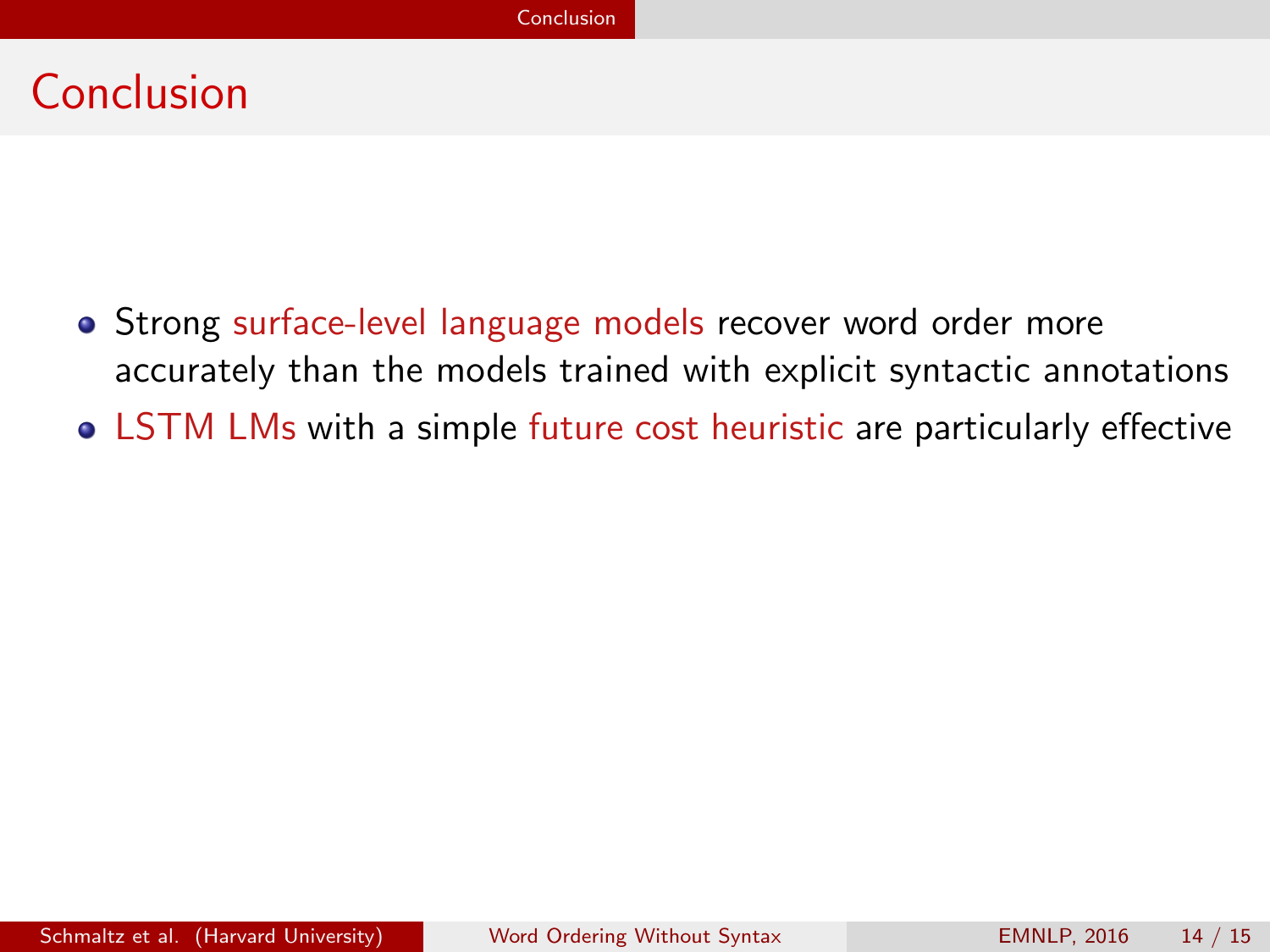# Conclusion

- Strong surface-level language models recover word order more accurately than the models trained with explicit syntactic annotations
- LSTM LMs with a simple future cost heuristic are particularly effective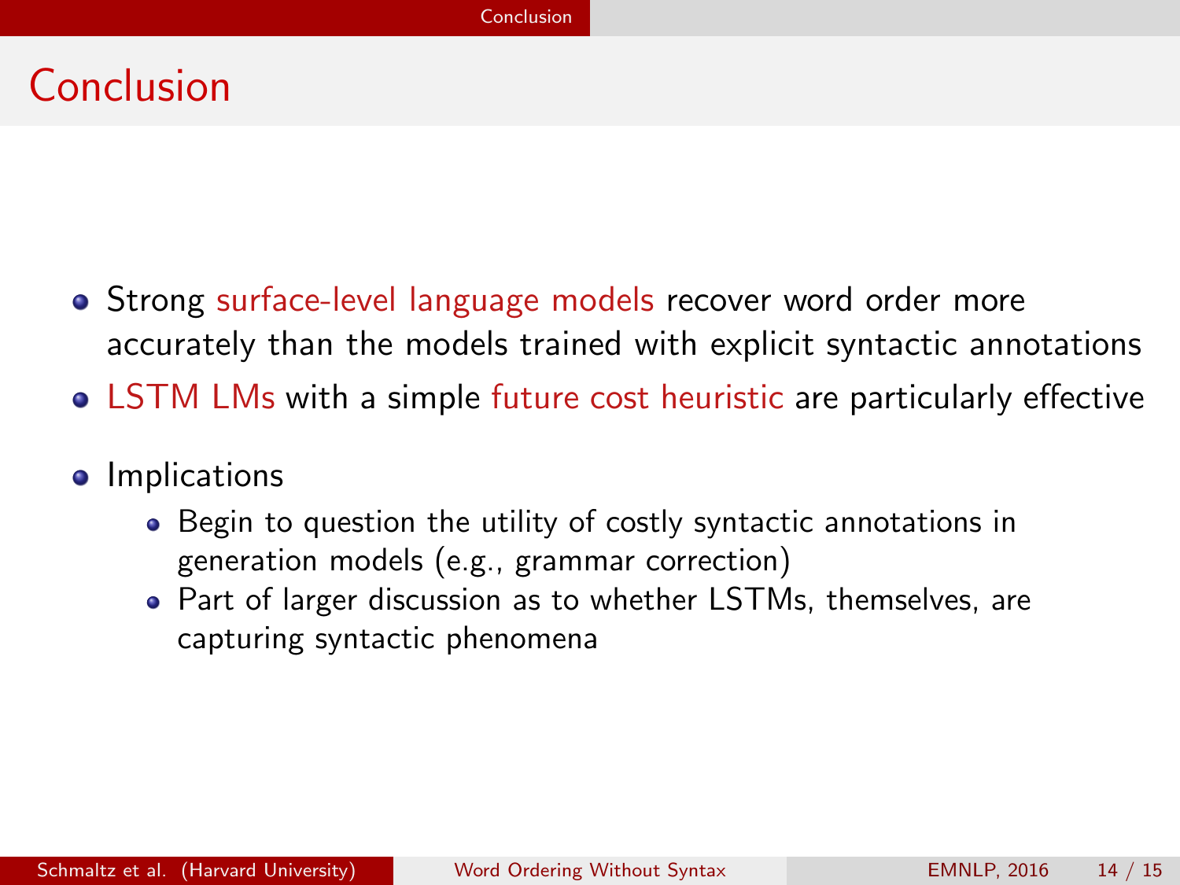# Conclusion

- Strong surface-level language models recover word order more accurately than the models trained with explicit syntactic annotations
- LSTM LMs with a simple future cost heuristic are particularly effective
- Implications
  - Begin to question the utility of costly syntactic annotations in generation models (e.g., grammar correction)
  - Part of larger discussion as to whether LSTMs, themselves, are capturing syntactic phenomena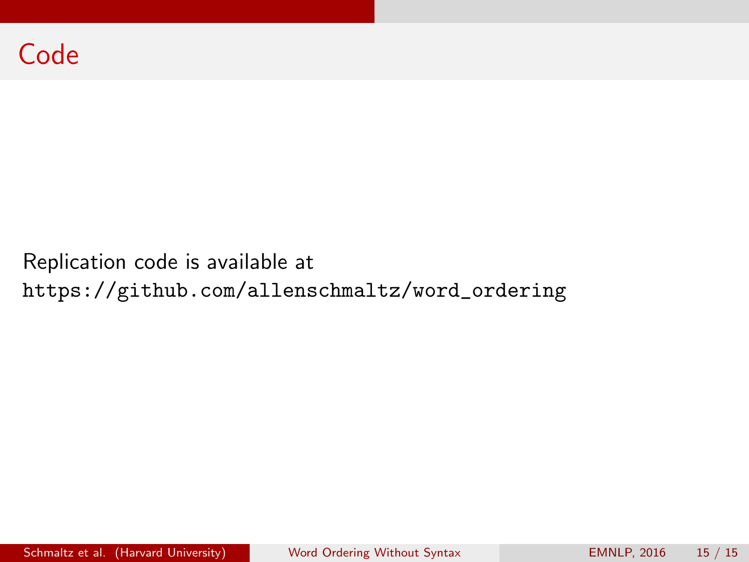# Code

Replication code is available at
https://github.com/allenschmaltz/word_ordering